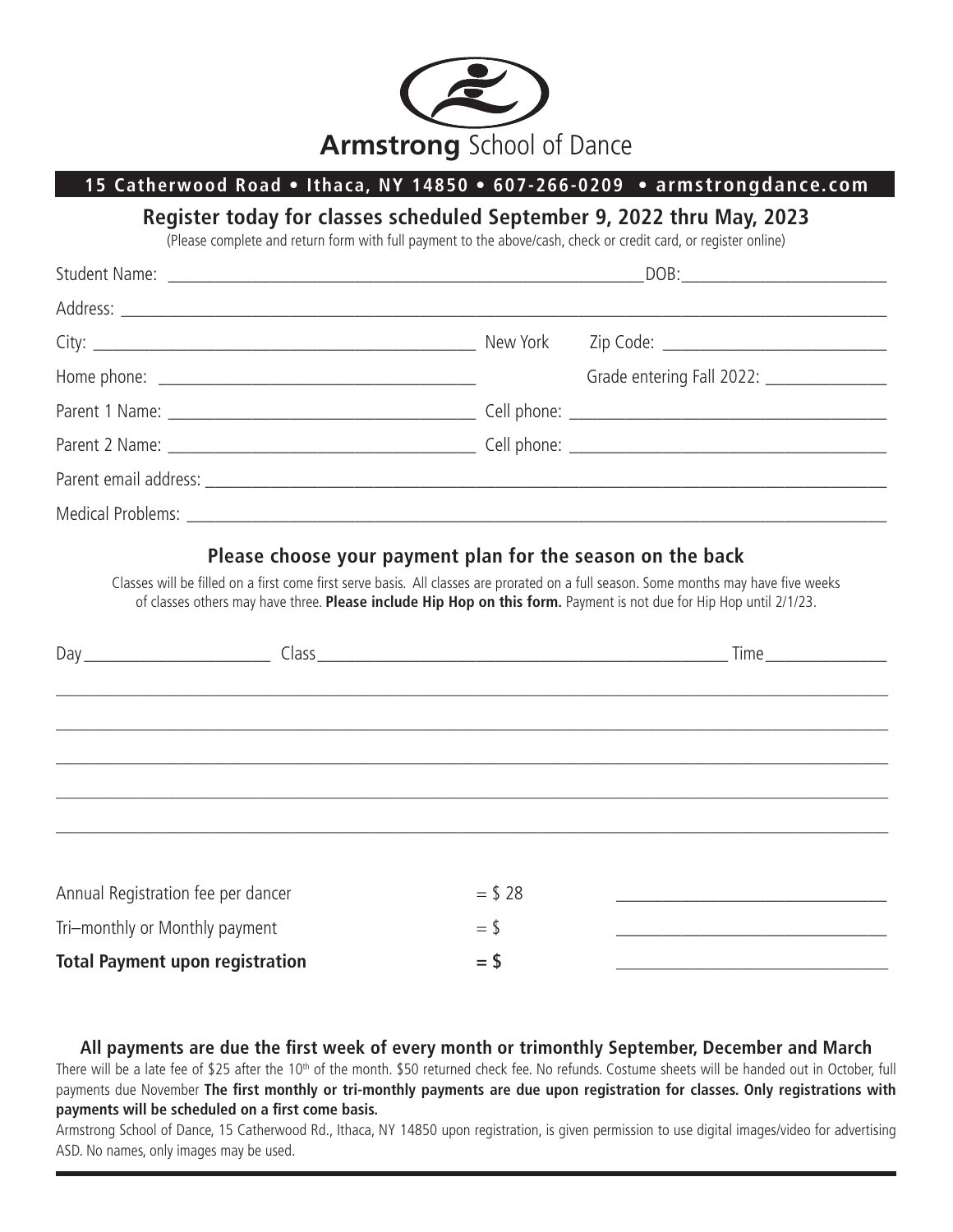# Armstrong School of Dance

**15 Catherwood Road • Ithaca, NY 14850 • 607-266-0209 • armstrongdance.com**

## Register today for classes scheduled September 9, 2022 thru May, 2023

(Please complete and return form with full payment to the above/cash, check or credit card, or register online)

Student Name: ______________________________ DOB: ______________

Address: ______________________________________________

City: ______________________________ New York Zip Code: ______________

Home phone: ______________________ Grade entering Fall 2022: ______________

Parent 1 Name: ______________________ Cell phone: ______________________

Parent 2 Name: ______________________ Cell phone: ______________________

Parent email address: ______________________________________________

Medical Problems: ______________________________________________

### Please choose your payment plan for the season on the back

Classes will be filled on a first come first serve basis. All classes are prorated on a full season. Some months may have five weeks of classes others may have three. **Please include Hip Hop on this form.** Payment is not due for Hip Hop until 2/1/23.

Day ______________ Class ______________________________ Time ______________

______________________________________________

______________________________________________

______________________________________________

______________________________________________

______________________________________________

Annual Registration fee per dancer = $ 28 ______________

Tri–monthly or Monthly payment = $ ______________

**Total Payment upon registration = $** ______________

**All payments are due the first week of every month or trimonthly September, December and March**

There will be a late fee of $25 after the 10th of the month. $50 returned check fee. No refunds. Costume sheets will be handed out in October, full payments due November **The first monthly or tri-monthly payments are due upon registration for classes. Only registrations with payments will be scheduled on a first come basis.**

Armstrong School of Dance, 15 Catherwood Rd., Ithaca, NY 14850 upon registration, is given permission to use digital images/video for advertising ASD. No names, only images may be used.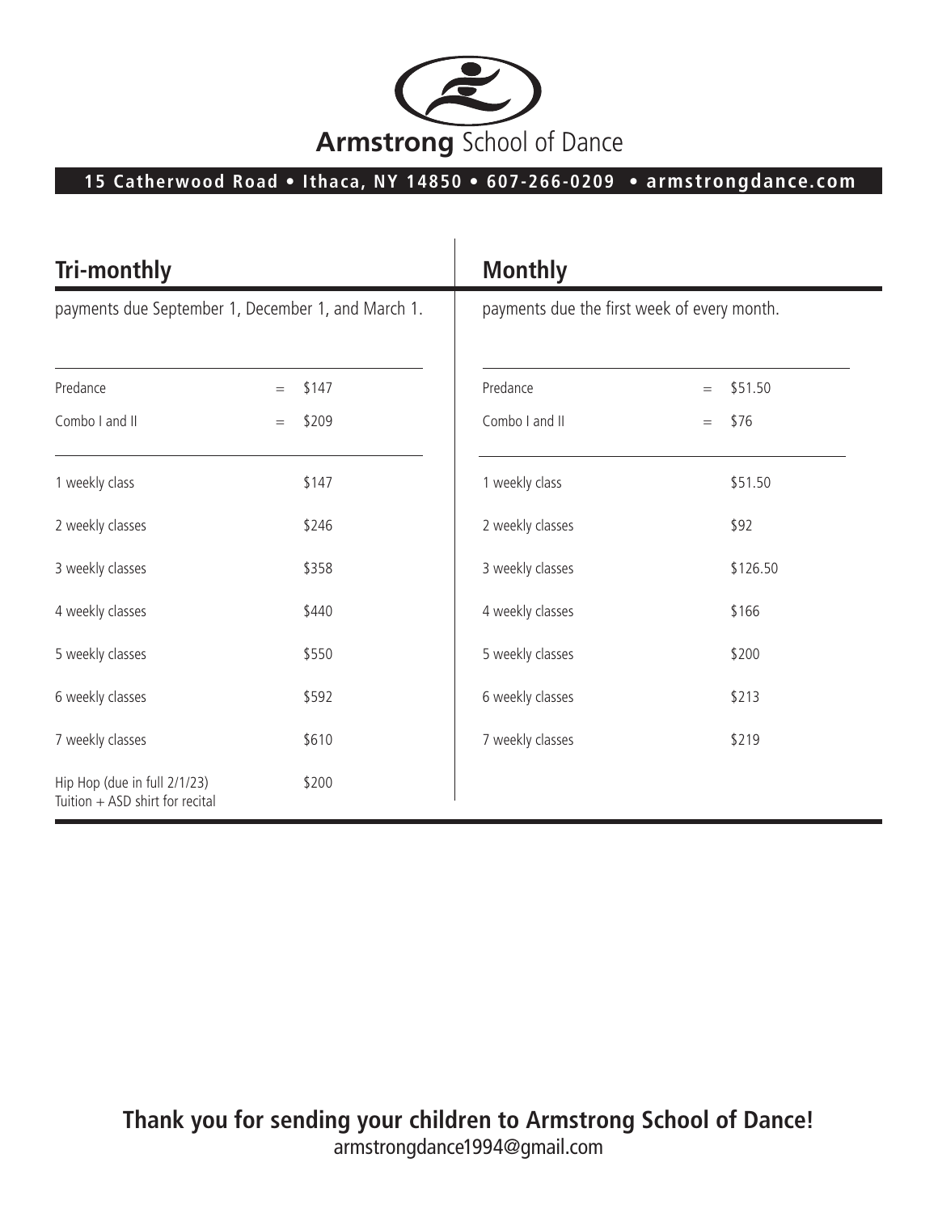**Armstrong** School of Dance

**15 Catherwood Road • Ithaca, NY 14850 • 607-266-0209 • armstrongdance.com**

## Tri-monthly

payments due September 1, December 1, and March 1.

| | | |
|---|---|---|
| Predance | = | $147 |
| Combo I and II | = | $209 |
| 1 weekly class | | $147 |
| 2 weekly classes | | $246 |
| 3 weekly classes | | $358 |
| 4 weekly classes | | $440 |
| 5 weekly classes | | $550 |
| 6 weekly classes | | $592 |
| 7 weekly classes | | $610 |
| Hip Hop (due in full 2/1/23) Tuition + ASD shirt for recital | | $200 |

## Monthly

payments due the first week of every month.

| | | |
|---|---|---|
| Predance | = | $51.50 |
| Combo I and II | = | $76 |
| 1 weekly class | | $51.50 |
| 2 weekly classes | | $92 |
| 3 weekly classes | | $126.50 |
| 4 weekly classes | | $166 |
| 5 weekly classes | | $200 |
| 6 weekly classes | | $213 |
| 7 weekly classes | | $219 |

**Thank you for sending your children to Armstrong School of Dance!**

armstrongdance1994@gmail.com